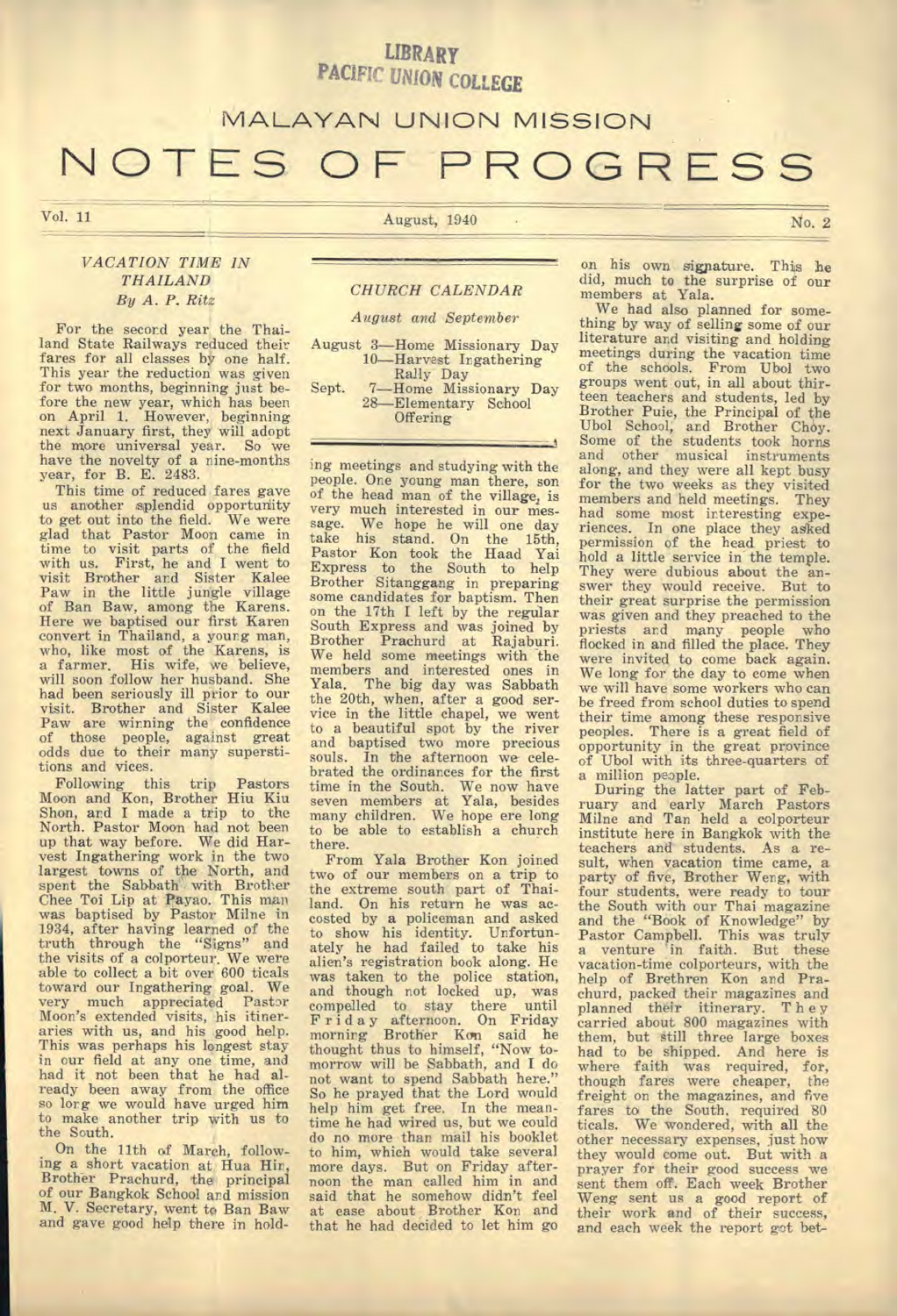LIBRARY
PACIFIC UNION COLLEGE

# MALAYAN UNION MISSION
# NOTES OF PROGRESS

Vol. 11 — August, 1940 — No. 2

## *VACATION TIME IN THAILAND*
### *By A. P. Ritz*

For the second year the Thailand State Railways reduced their fares for all classes by one half. This year the reduction was given for two months, beginning just before the new year, which has been on April 1. However, beginning next January first, they will adopt the more universal year. So we have the novelty of a nine-months year, for B. E. 2483.

This time of reduced fares gave us another splendid opportunity to get out into the field. We were glad that Pastor Moon came in time to visit parts of the field with us. First, he and I went to visit Brother and Sister Kalee Paw in the little jungle village of Ban Baw, among the Karens. Here we baptised our first Karen convert in Thailand, a young man, who, like most of the Karens, is a farmer. His wife, we believe, will soon follow her husband. She had been seriously ill prior to our visit. Brother and Sister Kalee Paw are winning the confidence of those people, against great odds due to their many superstitions and vices.

Following this trip Pastors Moon and Kon, Brother Hiu Kiu Shon, and I made a trip to the North. Pastor Moon had not been up that way before. We did Harvest Ingathering work in the two largest towns of the North, and spent the Sabbath with Brother Chee Toi Lip at Payao. This man was baptised by Pastor Milne in 1934, after having learned of the truth through the "Signs" and the visits of a colporteur. We were able to collect a bit over 600 ticals toward our Ingathering goal. We very much appreciated Pastor Moon's extended visits, his itineraries with us, and his good help. This was perhaps his longest stay in our field at any one time, and had it not been that he had already been away from the office so long we would have urged him to make another trip with us to the South.

On the 11th of March, following a short vacation at Hua Hin, Brother Prachurd, the principal of our Bangkok School and mission M. V. Secretary, went to Ban Baw and gave good help there in holding meetings and studying with the people. One young man there, son of the head man of the village, is very much interested in our message. We hope he will one day take his stand. On the 15th, Pastor Kon took the Haad Yai Express to the South to help Brother Sitanggang in preparing some candidates for baptism. Then on the 17th I left by the regular South Express and was joined by Brother Prachurd at Rajaburi. We held some meetings with the members and interested ones in Yala. The big day was Sabbath the 20th, when, after a good service in the little chapel, we went to a beautiful spot by the river and baptised two more precious souls. In the afternoon we celebrated the ordinances for the first time in the South. We now have seven members at Yala, besides many children. We hope ere long to be able to establish a church there.

From Yala Brother Kon joined two of our members on a trip to the extreme south part of Thailand. On his return he was accosted by a policeman and asked to show his identity. Unfortunately he had failed to take his alien's registration book along. He was taken to the police station, and though not locked up, was compelled to stay there until Friday afternoon. On Friday morning Brother Kon said he thought thus to himself, "Now tomorrow will be Sabbath, and I do not want to spend Sabbath here." So he prayed that the Lord would help him get free. In the meantime he had wired us, but we could do no more than mail his booklet to him, which would take several more days. But on Friday afternoon the man called him in and said that he somehow didn't feel at ease about Brother Kon and that he had decided to let him go on his own signature. This he did, much to the surprise of our members at Yala.

We had also planned for something by way of selling some of our literature and visiting and holding meetings during the vacation time of the schools. From Ubol two groups went out, in all about thirteen teachers and students, led by Brother Puie, the Principal of the Ubol School, and Brother Choy. Some of the students took horns and other musical instruments along, and they were all kept busy for the two weeks as they visited members and held meetings. They had some most interesting experiences. In one place they asked permission of the head priest to hold a little service in the temple. They were dubious about the answer they would receive. But to their great surprise the permission was given and they preached to the priests and many people who flocked in and filled the place. They were invited to come back again. We long for the day to come when we will have some workers who can be freed from school duties to spend their time among these responsive peoples. There is a great field of opportunity in the great province of Ubol with its three-quarters of a million people.

During the latter part of February and early March Pastors Milne and Tan held a colporteur institute here in Bangkok with the teachers and students. As a result, when vacation time came, a party of five, Brother Weng, with four students, were ready to tour the South with our Thai magazine and the "Book of Knowledge" by Pastor Campbell. This was truly a venture in faith. But these vacation-time colporteurs, with the help of Brethren Kon and Prachurd, packed their magazines and planned their itinerary. They carried about 800 magazines with them, but still three large boxes had to be shipped. And here is where faith was required, for, though fares were cheaper, the freight on the magazines, and five fares to the South, required 80 ticals. We wondered, with all the other necessary expenses, just how they would come out. But with a prayer for their good success we sent them off. Each week Brother Weng sent us a good report of their work and of their success, and each week the report got bet-

---

## *CHURCH CALENDAR*

*August and September*

August 3—Home Missionary Day
10—Harvest Ingathering Rally Day
Sept. 7—Home Missionary Day
28—Elementary School Offering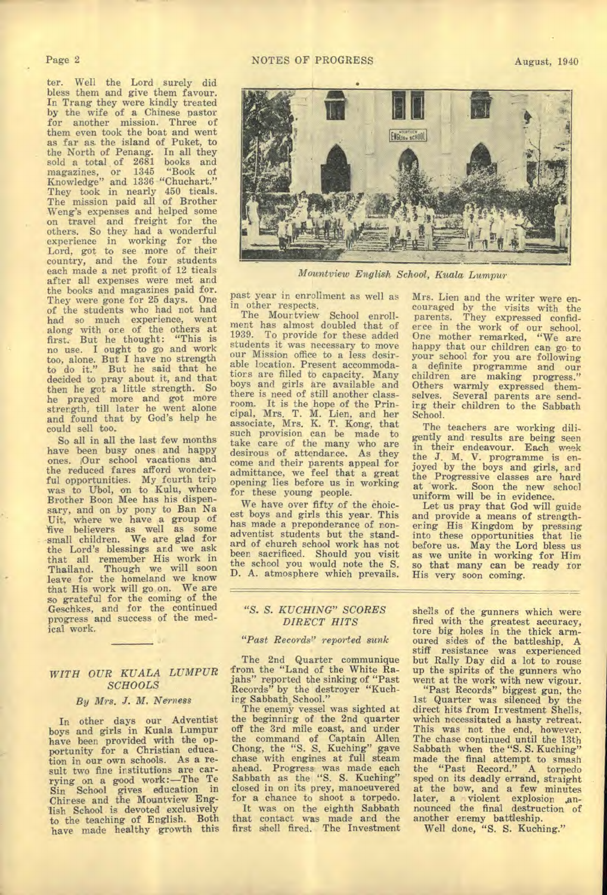ter. Well the Lord surely did bless them and give them favour. In Trang they were kindly treated by the wife of a Chinese pastor for another mission. Three of them even took the boat and went as far as the island of Puket, to the North of Penang. In all they sold a total of 2681 books and magazines, or 1345 "Book of Knowledge" and 1336 "Chuchart." They took in nearly 450 ticals. The mission paid all of Brother Weng's expenses and helped some on travel and freight for the others. So they had a wonderful experience in working for the Lord, got to see more of their country, and the four students each made a net profit of 12 ticals after all expenses were met and the books and magazines paid for. They were gone for 25 days. One of the students who had not had had so much experience, went along with one of the others at first. But he thought: "This is no use. I ought to go and work too, alone. But I have no strength to do it." But he said that he decided to pray about it, and that then he got a little strength. So he prayed more and got more strength, till later he went alone and found that by God's help he could sell too.

So all in all the last few months have been busy ones and happy ones. Our school vacations and the reduced fares afford wonderful opportunities. My fourth trip was to Ubol, on to Kulu, where Brother Boon Mee has his dispensary, and on by pony to Ban Na Uit, where we have a group of five believers as well as some small children. We are glad for the Lord's blessings and we ask that all remember His work in Thailand. Though we will soon leave for the homeland we know that His work will go on. We are so grateful for the coming of the Geschkes, and for the continued progress and success of the medical work.

## *WITH OUR KUALA LUMPUR SCHOOLS*

*By Mrs. J. M. Nerness*

In other days our Adventist boys and girls in Kuala Lumpur have been provided with the opportunity for a Christian education in our own schools. As a result two fine institutions are carrying on a good work:—The Te Sin School gives education in Chinese and the Mountview English School is devoted exclusively to the teaching of English. Both have made healthy growth this past year in enrollment as well as in other respects.

*Mountview English School, Kuala Lumpur*

The Mountview School enrollment has almost doubled that of 1939. To provide for these added students it was necessary to move our Mission office to a less desirable location. Present accommodations are filled to capacity. Many boys and girls are available and there is need of still another classroom. It is the hope of the Principal, Mrs. T. M. Lien, and her associate, Mrs. K. T. Kong, that such provision can be made to take care of the many who are desirous of attendance. As they come and their parents appeal for admittance, we feel that a great opening lies before us in working for these young people.

We have over fifty of the choicest boys and girls this year. This has made a preponderance of non-adventist students but the standard of church school work has not been sacrificed. Should you visit the school you would note the S. D. A. atmosphere which prevails.

Mrs. Lien and the writer were encouraged by the visits with the parents. They expressed confidence in the work of our school. One mother remarked, "We are happy that our children can go to your school for you are following a definite programme and our children are making progress." Others warmly expressed themselves. Several parents are sending their children to the Sabbath School.

The teachers are working diligently and results are being seen in their endeavour. Each week the J. M. V. programme is enjoyed by the boys and girls, and the Progressive classes are hard at work. Soon the new school uniform will be in evidence.

Let us pray that God will guide and provide a means of strengthening His Kingdom by pressing into these opportunities that lie before us. May the Lord bless us as we unite in working for Him so that many can be ready for His very soon coming.

## *"S. S. KUCHING" SCORES DIRECT HITS*

*"Past Records" reported sunk*

The 2nd Quarter communique from the "Land of the White Rajahs" reported the sinking of "Past Records" by the destroyer "Kuching Sabbath School."

The enemy vessel was sighted at the beginning of the 2nd quarter off the 3rd mile coast, and under the command of Captain Allen Chong, the "S. S. Kuching" gave chase with engines at full steam ahead. Progress was made each Sabbath as the "S. S. Kuching" closed in on its prey, manoeuvered for a chance to shoot a torpedo.

It was on the eighth Sabbath that contact was made and the first shell fired. The Investment shells of the gunners which were fired with the greatest accuracy, tore big holes in the thick armoured sides of the battleship. A stiff resistance was experienced but Rally Day did a lot to rouse up the spirits of the gunners who went at the work with new vigour.

"Past Records" biggest gun, the 1st Quarter was silenced by the direct hits from Investment Shells, which necessitated a hasty retreat. This was not the end, however. The chase continued until the 13th Sabbath when the "S. S. Kuching" made the final attempt to smash the "Past Record." A torpedo sped on its deadly errand, straight at the bow, and a few minutes later, a violent explosion announced the final destruction of another enemy battleship.

Well done, "S. S. Kuching."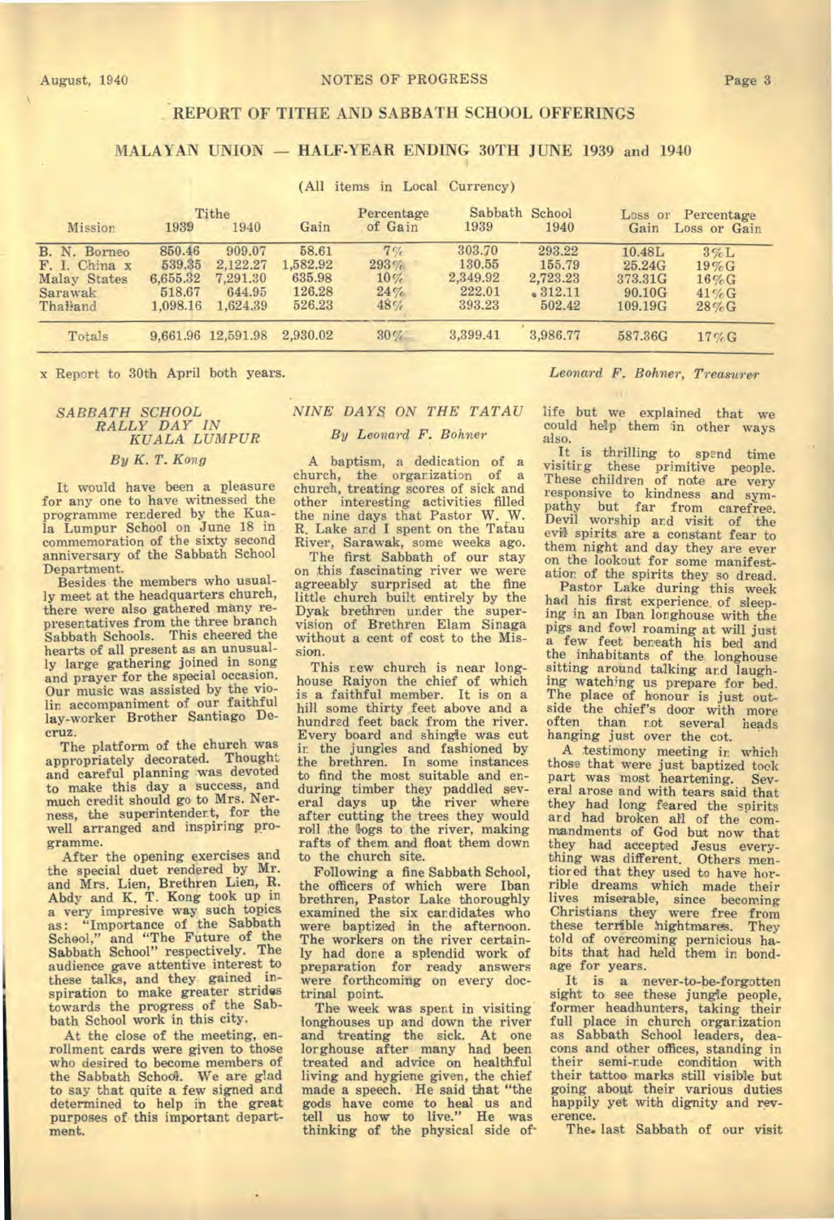## REPORT OF TITHE AND SABBATH SCHOOL OFFERINGS

### MALAYAN UNION — HALF-YEAR ENDING 30TH JUNE 1939 and 1940

(All items in Local Currency)

| Mission | Tithe 1939 | Tithe 1940 | Gain | Percentage of Gain | Sabbath School 1939 | Sabbath School 1940 | Loss or Gain | Percentage Loss or Gain |
|---|---|---|---|---|---|---|---|---|
| B. N. Borneo | 850.46 | 909.07 | 58.61 | 7% | 303.70 | 293.22 | 10.48L | 3%L |
| F. I. China x | 539.35 | 2,122.27 | 1,582.92 | 293% | 130.55 | 155.79 | 25.24G | 19%G |
| Malay States | 6,655.32 | 7,291.30 | 635.98 | 10% | 2,349.92 | 2,723.23 | 373.31G | 16%G |
| Sarawak | 518.67 | 644.95 | 126.28 | 24% | 222.01 | 312.11 | 90.10G | 41%G |
| Thailand | 1,098.16 | 1,624.39 | 526.23 | 48% | 393.23 | 502.42 | 109.19G | 28%G |
| Totals | 9,661.96 | 12,591.98 | 2,930.02 | 30% | 3,399.41 | 3,986.77 | 587.36G | 17%G |

x Report to 30th April both years.

*Leonard F. Bohner, Treasurer*

### *SABBATH SCHOOL RALLY DAY IN KUALA LUMPUR*

*By K. T. Kong*

It would have been a pleasure for any one to have witnessed the programme rendered by the Kuala Lumpur School on June 18 in commemoration of the sixty second anniversary of the Sabbath School Department.

Besides the members who usually meet at the headquarters church, there were also gathered many representatives from the three branch Sabbath Schools. This cheered the hearts of all present as an unusually large gathering joined in song and prayer for the special occasion. Our music was assisted by the violin accompaniment of our faithful lay-worker Brother Santiago Decruz.

The platform of the church was appropriately decorated. Thought and careful planning was devoted to make this day a success, and much credit should go to Mrs. Nerness, the superintendent, for the well arranged and inspiring programme.

After the opening exercises and the special duet rendered by Mr. and Mrs. Lien, Brethren Lien, R. Abdy and K. T. Kong took up in a very impresive way such topics as: "Importance of the Sabbath School," and "The Future of the Sabbath School" respectively. The audience gave attentive interest to these talks, and they gained inspiration to make greater strides towards the progress of the Sabbath School work in this city.

At the close of the meeting, enrollment cards were given to those who desired to become members of the Sabbath School. We are glad to say that quite a few signed and determined to help in the great purposes of this important department.

### *NINE DAYS ON THE TATAU*

*By Leonard F. Bohner*

A baptism, a dedication of a church, the organization of a church, treating scores of sick and other interesting activities filled the nine days that Pastor W. W. R. Lake and I spent on the Tatau River, Sarawak, some weeks ago.

The first Sabbath of our stay on this fascinating river we were agreeably surprised at the fine little church built entirely by the Dyak brethren under the supervision of Brethren Elam Sinaga without a cent of cost to the Mission.

This new church is near longhouse Raiyon the chief of which is a faithful member. It is on a hill some thirty feet above and a hundred feet back from the river. Every board and shingle was cut in the jungles and fashioned by the brethren. In some instances to find the most suitable and enduring timber they paddled several days up the river where after cutting the trees they would roll the logs to the river, making rafts of them and float them down to the church site.

Following a fine Sabbath School, the officers of which were Iban brethren, Pastor Lake thoroughly examined the six candidates who were baptized in the afternoon. The workers on the river certainly had done a splendid work of preparation for ready answers were forthcoming on every doctrinal point.

The week was spent in visiting longhouses up and down the river and treating the sick. At one longhouse after many had been treated and advice on healthful living and hygiene given, the chief made a speech. He said that "the gods have come to heal us and tell us how to live." He was thinking of the physical side of life but we explained that we could help them in other ways also.

It is thrilling to spend time visiting these primitive people. These children of note are very responsive to kindness and sympathy but far from carefree. Devil worship and visit of the evil spirits are a constant fear to them night and day they are ever on the lookout for some manifestation of the spirits they so dread.

Pastor Lake during this week had his first experience of sleeping in an Iban longhouse with the pigs and fowl roaming at will just a few feet beneath his bed and the inhabitants of the longhouse sitting around talking and laughing watching us prepare for bed. The place of honour is just outside the chief's door with more often than not several heads hanging just over the cot.

A testimony meeting in which those that were just baptized took part was most heartening. Several arose and with tears said that they had long feared the spirits and had broken all of the commandments of God but now that they had accepted Jesus everything was different. Others mentioned that they used to have horrible dreams which made their lives miserable, since becoming Christians they were free from these terrible nightmares. They told of overcoming pernicious habits that had held them in bondage for years.

It is a never-to-be-forgotten sight to see these jungle people, former headhunters, taking their full place in church organization as Sabbath School leaders, deacons and other offices, standing in their semi-rude condition with their tattoo marks still visible but going about their various duties happily yet with dignity and reverence.

The last Sabbath of our visit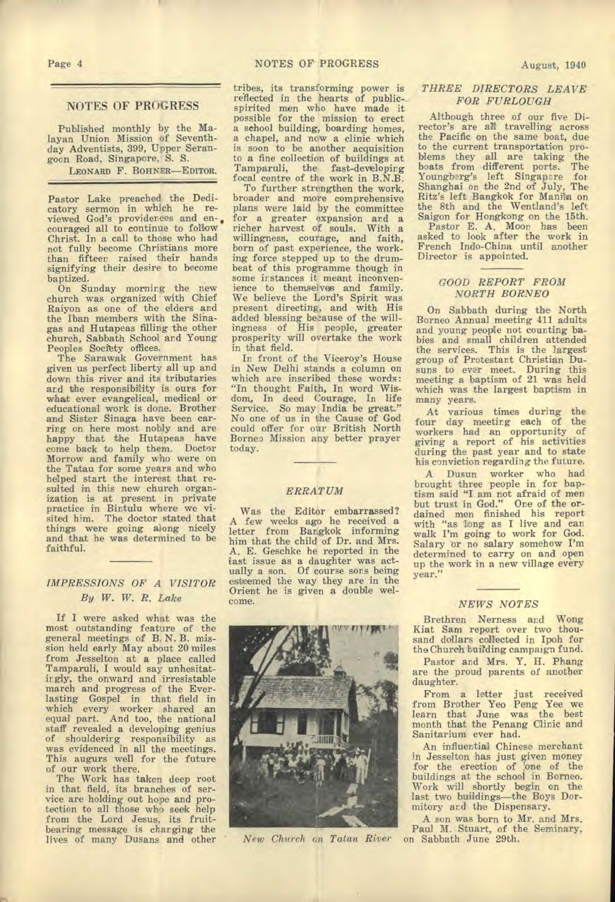## NOTES OF PROGRESS

Published monthly by the Malayan Union Mission of Seventh-day Adventists, 399, Upper Serangoon Road, Singapore, S. S.

LEONARD F. BOHNER—EDITOR.

Pastor Lake preached the Dedicatory sermon in which he reviewed God's providences and encouraged all to continue to follow Christ. In a call to those who had not fully become Christians more than fifteen raised their hands signifying their desire to become baptized.

On Sunday morning the new church was organized with Chief Raiyon as one of the elders and the Iban members with the Sinagas and Hutapeas filling the other church, Sabbath School and Young Peoples Society offices.

The Sarawak Government has given us perfect liberty all up and down this river and its tributaries and the responsibility is ours for what ever evangelical, medical or educational work is done. Brother and Sister Sinaga have been carring on here most nobly and are happy that the Hutapeas have come back to help them. Doctor Morrow and family who were on the Tatau for some years and who helped start the interest that resulted in this new church organization is at present in private practice in Bintulu where we visited him. The doctor stated that things were going along nicely and that he was determined to be faithful.

### *IMPRESSIONS OF A VISITOR*

*By W. W. R. Lake*

If I were asked what was the most outstanding feature of the general meetings of B. N. B. mission held early May about 20 miles from Jesselton at a place called Tamparuli, I would say unhesitatingly, the onward and irresistable march and progress of the Everlasting Gospel in that field in which every worker shared an equal part. And too, the national staff revealed a developing genius of shouldering responsibility as was evidenced in all the meetings. This augurs well for the future of our work there.

The Work has taken deep root in that field, its branches of service are holding out hope and protection to all those who seek help from the Lord Jesus, its fruit-bearing message is charging the lives of many Dusans and other tribes, its transforming power is reflected in the hearts of public-spirited men who have made it possible for the mission to erect a school building, boarding homes, a chapel, and now a clinic which is soon to be another acquisition to a fine collection of buildings at Tamparuli, the fast-developing focal centre of the work in B.N.B.

To further strengthen the work, broader and more comprehensive plans were laid by the committee for a greater expansion and a richer harvest of souls. With a willingness, courage, and faith, born of past experience, the working force stepped up to the drum-beat of this programme though in some instances it meant inconvenience to themselves and family. We believe the Lord's Spirit was present directing, and with His added blessing because of the willingness of His people, greater prosperity will overtake the work in that field.

In front of the Viceroy's House in New Delhi stands a column on which are inscribed these words: "In thought Faith, In word Wisdom, In deed Courage, In life Service. So may India be great." No one of us in the Cause of God could offer for our British North Borneo Mission any better prayer today.

### *ERRATUM*

Was the Editor embarrassed? A few weeks ago he received a letter from Bangkok informing him that the child of Dr. and Mrs. A. E. Geschke he reported in the last issue as a daughter was actually a son. Of course sons being esteemed the way they are in the Orient he is given a double welcome.

*New Church on Tatau River*

### *THREE DIRECTORS LEAVE FOR FURLOUGH*

Although three of our five Director's are all travelling across the Pacific on the same boat, due to the current transportation problems they all are taking the boats from different ports. The Youngberg's left Singapore for Shanghai on the 2nd of July, The Ritz's left Bangkok for Manila on the 8th and the Wentland's left Saigon for Hongkong on the 15th.

Pastor E. A. Moon has been asked to look after the work in French Indo-China until another Director is appointed.

### *GOOD REPORT FROM NORTH BORNEO*

On Sabbath during the North Borneo Annual meeting 411 adults and young people not counting babies and small children attended the services. This is the largest group of Protestant Christian Dusuns to ever meet. During this meeting a baptism of 21 was held which was the largest baptism in many years.

At various times during the four day meeting each of the workers had an opportunity of giving a report of his activities during the past year and to state his conviction regarding the future.

A Dusun worker who had brought three people in for baptism said "I am not afraid of men but trust in God." One of the ordained men finished his report with "as long as I live and can walk I'm going to work for God. Salary or no salary somehow I'm determined to carry on and open up the work in a new village every year."

### *NEWS NOTES*

Brethren Nerness and Wong Kiat Sam report over two thousand dollars collected in Ipoh for the Church building campaign fund.

Pastor and Mrs. Y. H. Phang are the proud parents of another daughter.

From a letter just received from Brother Yeo Peng Yee we learn that June was the best month that the Penang Clinic and Sanitarium ever had.

An influential Chinese merchant in Jesselton has just given money for the erection of one of the buildings at the school in Borneo. Work will shortly begin on the last two buildings—the Boys Dormitory and the Dispensary.

A son was born to Mr. and Mrs. Paul M. Stuart, of the Seminary, on Sabbath June 29th.